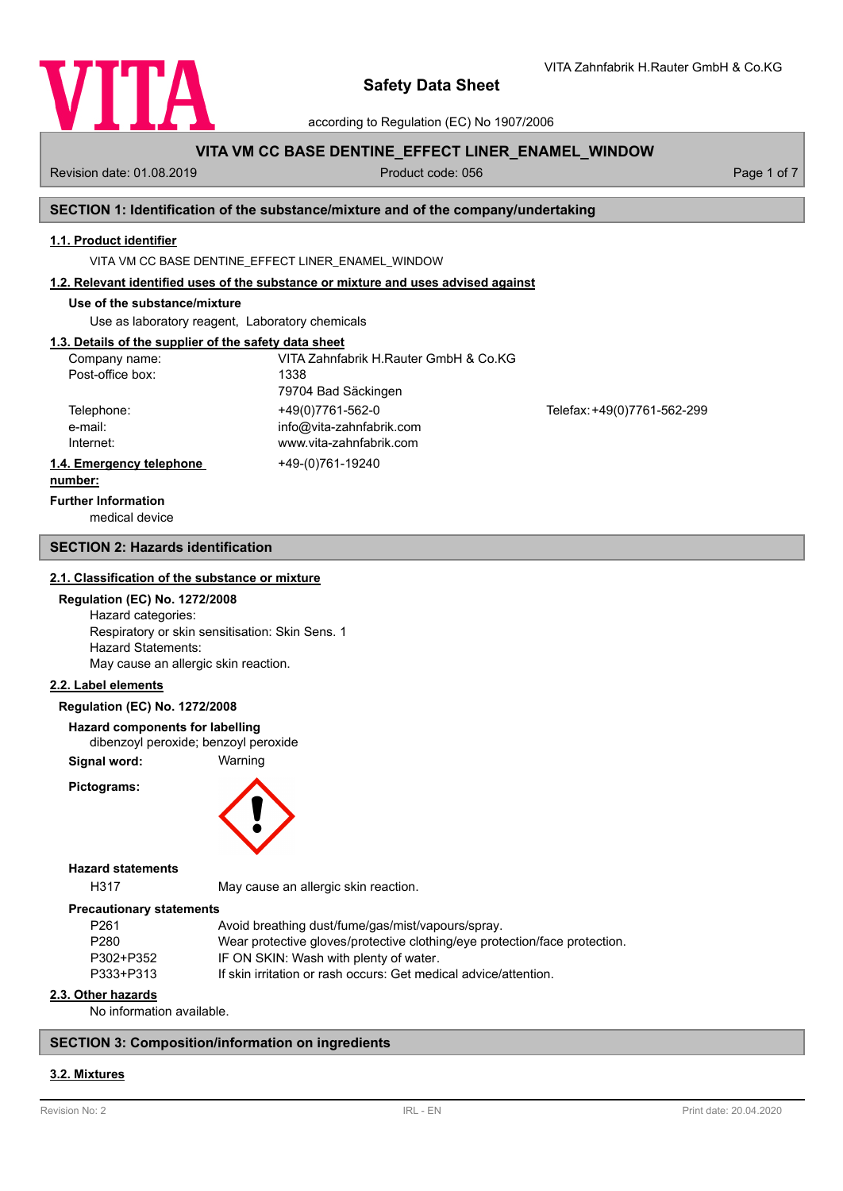# Safety Data Sheet

according to Regulation (EC) No 1907/2006

VITA Zahnfabrik H.Rauter GmbH & Co.KG

**VITA VM CC BASE DENTINE_EFFECT LINER_ENAMEL_WINDOW**

Revision date: 01.08.2019 | Product code: 056

## SECTION 1: Identification of the substance/mixture and of the company/undertaking

### 1.1. Product identifier

VITA VM CC BASE DENTINE_EFFECT LINER_ENAMEL_WINDOW

### 1.2. Relevant identified uses of the substance or mixture and uses advised against

**Use of the substance/mixture**

Use as laboratory reagent, Laboratory chemicals

### 1.3. Details of the supplier of the safety data sheet

| | | |
|---|---|---|
| Company name: | VITA Zahnfabrik H.Rauter GmbH & Co.KG | |
| Post-office box: | 1338<br>79704 Bad Säckingen | |
| Telephone: | +49(0)7761-562-0 | Telefax: +49(0)7761-562-299 |
| e-mail: | info@vita-zahnfabrik.com | |
| Internet: | www.vita-zahnfabrik.com | |

### 1.4. Emergency telephone number:

+49-(0)761-19240

**Further Information**

medical device

## SECTION 2: Hazards identification

### 2.1. Classification of the substance or mixture

**Regulation (EC) No. 1272/2008**

Hazard categories:
Respiratory or skin sensitisation: Skin Sens. 1
Hazard Statements:
May cause an allergic skin reaction.

### 2.2. Label elements

**Regulation (EC) No. 1272/2008**

**Hazard components for labelling**

dibenzoyl peroxide; benzoyl peroxide

**Signal word:** Warning

**Pictograms:**

**Hazard statements**

| | |
|---|---|
| H317 | May cause an allergic skin reaction. |

**Precautionary statements**

| | |
|---|---|
| P261 | Avoid breathing dust/fume/gas/mist/vapours/spray. |
| P280 | Wear protective gloves/protective clothing/eye protection/face protection. |
| P302+P352 | IF ON SKIN: Wash with plenty of water. |
| P333+P313 | If skin irritation or rash occurs: Get medical advice/attention. |

### 2.3. Other hazards

No information available.

## SECTION 3: Composition/information on ingredients

### 3.2. Mixtures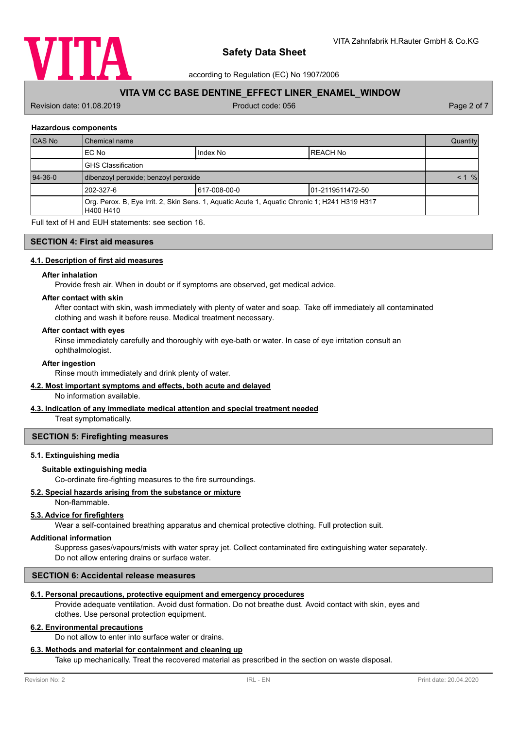### Hazardous components

| CAS No | Chemical name | | | Quantity |
|---|---|---|---|---|
| | EC No | Index No | REACH No | |
| | GHS Classification | | | |
| 94-36-0 | dibenzoyl peroxide; benzoyl peroxide | | | < 1 % |
| | 202-327-6 | 617-008-00-0 | 01-2119511472-50 | |
| | Org. Perox. B, Eye Irrit. 2, Skin Sens. 1, Aquatic Acute 1, Aquatic Chronic 1; H241 H319 H317 H400 H410 | | | |

Full text of H and EUH statements: see section 16.

## SECTION 4: First aid measures

### 4.1. Description of first aid measures

**After inhalation**

Provide fresh air. When in doubt or if symptoms are observed, get medical advice.

**After contact with skin**

After contact with skin, wash immediately with plenty of water and soap. Take off immediately all contaminated clothing and wash it before reuse. Medical treatment necessary.

**After contact with eyes**

Rinse immediately carefully and thoroughly with eye-bath or water. In case of eye irritation consult an ophthalmologist.

**After ingestion**

Rinse mouth immediately and drink plenty of water.

### 4.2. Most important symptoms and effects, both acute and delayed

No information available.

### 4.3. Indication of any immediate medical attention and special treatment needed

Treat symptomatically.

## SECTION 5: Firefighting measures

### 5.1. Extinguishing media

**Suitable extinguishing media**

Co-ordinate fire-fighting measures to the fire surroundings.

### 5.2. Special hazards arising from the substance or mixture

Non-flammable.

### 5.3. Advice for firefighters

Wear a self-contained breathing apparatus and chemical protective clothing. Full protection suit.

**Additional information**

Suppress gases/vapours/mists with water spray jet. Collect contaminated fire extinguishing water separately. Do not allow entering drains or surface water.

## SECTION 6: Accidental release measures

### 6.1. Personal precautions, protective equipment and emergency procedures

Provide adequate ventilation. Avoid dust formation. Do not breathe dust. Avoid contact with skin, eyes and clothes. Use personal protection equipment.

### 6.2. Environmental precautions

Do not allow to enter into surface water or drains.

### 6.3. Methods and material for containment and cleaning up

Take up mechanically. Treat the recovered material as prescribed in the section on waste disposal.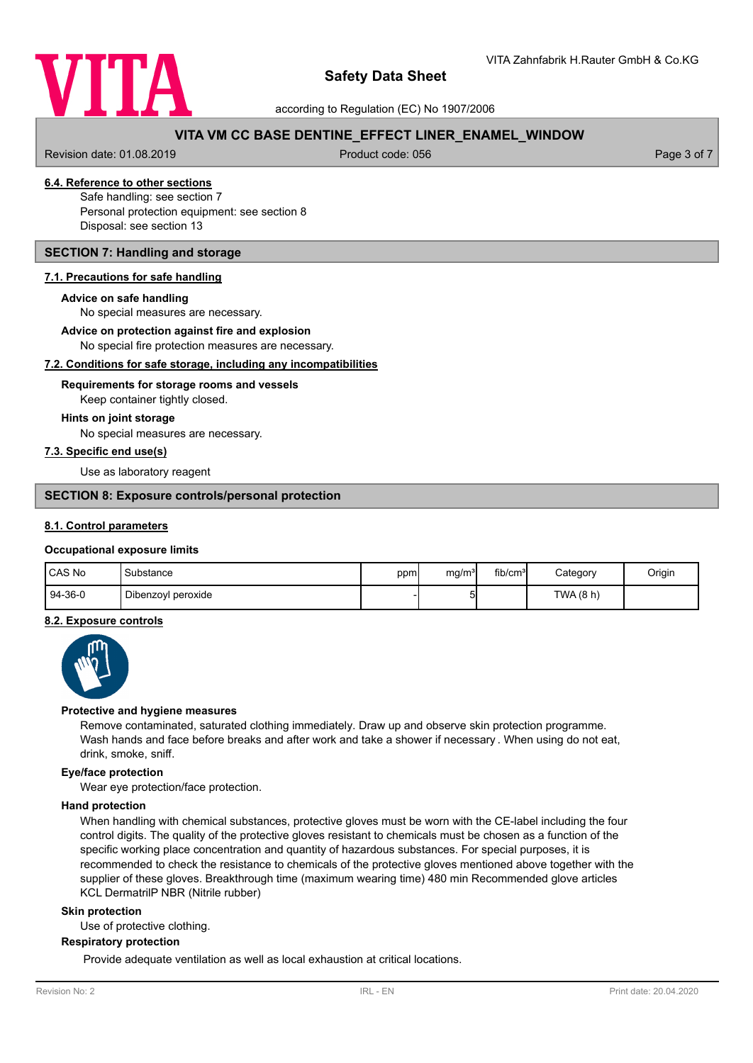### 6.4. Reference to other sections

Safe handling: see section 7
Personal protection equipment: see section 8
Disposal: see section 13

## SECTION 7: Handling and storage

### 7.1. Precautions for safe handling

**Advice on safe handling**

No special measures are necessary.

**Advice on protection against fire and explosion**

No special fire protection measures are necessary.

### 7.2. Conditions for safe storage, including any incompatibilities

**Requirements for storage rooms and vessels**

Keep container tightly closed.

**Hints on joint storage**

No special measures are necessary.

### 7.3. Specific end use(s)

Use as laboratory reagent

## SECTION 8: Exposure controls/personal protection

### 8.1. Control parameters

**Occupational exposure limits**

| CAS No | Substance | ppm | mg/m³ | fib/cm³ | Category | Origin |
|---|---|---|---|---|---|---|
| 94-36-0 | Dibenzoyl peroxide | - | 5 | | TWA (8 h) | |

### 8.2. Exposure controls

**Protective and hygiene measures**

Remove contaminated, saturated clothing immediately. Draw up and observe skin protection programme. Wash hands and face before breaks and after work and take a shower if necessary . When using do not eat, drink, smoke, sniff.

**Eye/face protection**

Wear eye protection/face protection.

**Hand protection**

When handling with chemical substances, protective gloves must be worn with the CE-label including the four control digits. The quality of the protective gloves resistant to chemicals must be chosen as a function of the specific working place concentration and quantity of hazardous substances. For special purposes, it is recommended to check the resistance to chemicals of the protective gloves mentioned above together with the supplier of these gloves. Breakthrough time (maximum wearing time) 480 min Recommended glove articles KCL DermatrilP NBR (Nitrile rubber)

**Skin protection**

Use of protective clothing.

**Respiratory protection**

Provide adequate ventilation as well as local exhaustion at critical locations.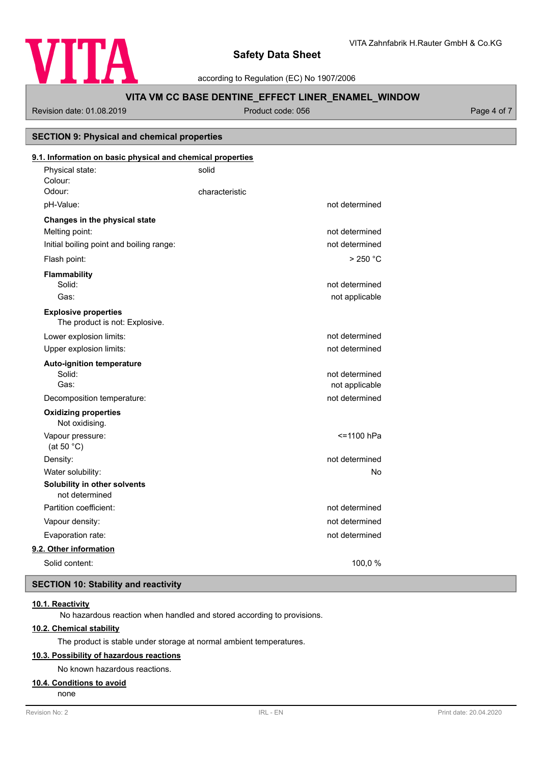## SECTION 9: Physical and chemical properties

### 9.1. Information on basic physical and chemical properties

| | | |
|---|---|---|
| Physical state: | solid | |
| Colour: | | |
| Odour: | characteristic | |
| pH-Value: | | not determined |

**Changes in the physical state**

| | |
|---|---|
| Melting point: | not determined |
| Initial boiling point and boiling range: | not determined |
| Flash point: | > 250 °C |

**Flammability**

| | |
|---|---|
| Solid: | not determined |
| Gas: | not applicable |

**Explosive properties**

The product is not: Explosive.

| | |
|---|---|
| Lower explosion limits: | not determined |
| Upper explosion limits: | not determined |

**Auto-ignition temperature**

| | |
|---|---|
| Solid: | not determined |
| Gas: | not applicable |
| Decomposition temperature: | not determined |

**Oxidizing properties**

Not oxidising.

| | |
|---|---|
| Vapour pressure: (at 50 °C) | <=1100 hPa |
| Density: | not determined |
| Water solubility: | No |

**Solubility in other solvents**

not determined

| | |
|---|---|
| Partition coefficient: | not determined |
| Vapour density: | not determined |
| Evaporation rate: | not determined |

### 9.2. Other information

| | |
|---|---|
| Solid content: | 100,0 % |

## SECTION 10: Stability and reactivity

### 10.1. Reactivity

No hazardous reaction when handled and stored according to provisions.

### 10.2. Chemical stability

The product is stable under storage at normal ambient temperatures.

### 10.3. Possibility of hazardous reactions

No known hazardous reactions.

### 10.4. Conditions to avoid

none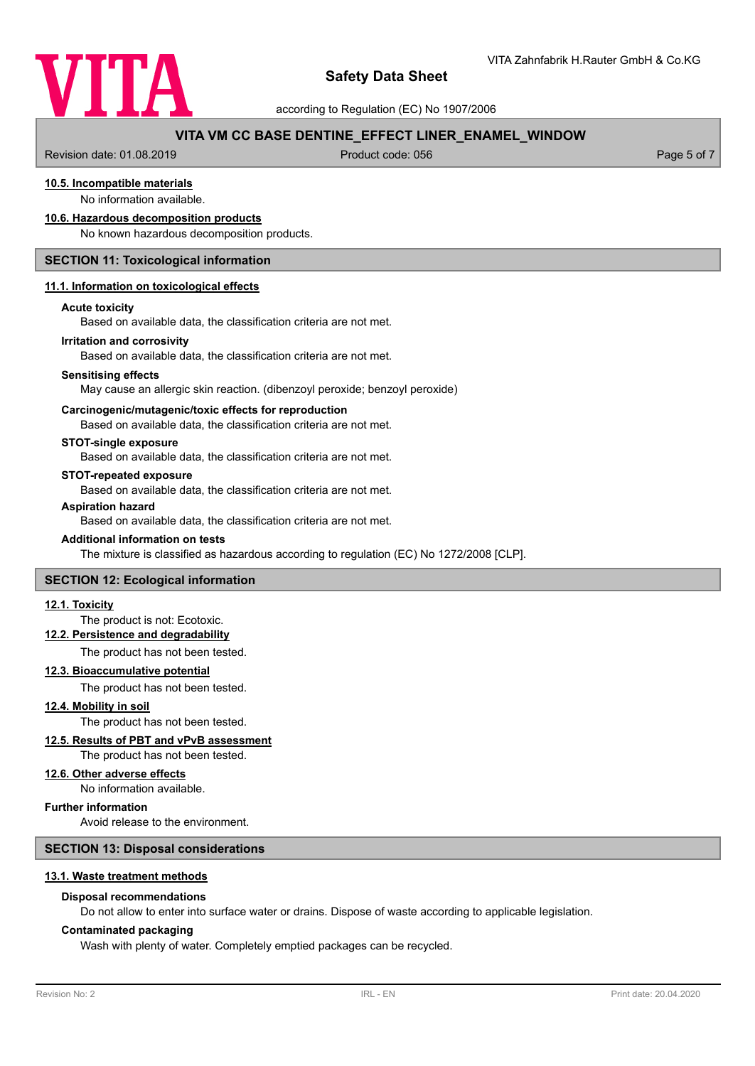#### 10.5. Incompatible materials

No information available.

#### 10.6. Hazardous decomposition products

No known hazardous decomposition products.

## SECTION 11: Toxicological information

#### 11.1. Information on toxicological effects

**Acute toxicity**

Based on available data, the classification criteria are not met.

**Irritation and corrosivity**

Based on available data, the classification criteria are not met.

**Sensitising effects**

May cause an allergic skin reaction. (dibenzoyl peroxide; benzoyl peroxide)

**Carcinogenic/mutagenic/toxic effects for reproduction**

Based on available data, the classification criteria are not met.

**STOT-single exposure**

Based on available data, the classification criteria are not met.

**STOT-repeated exposure**

Based on available data, the classification criteria are not met.

**Aspiration hazard**

Based on available data, the classification criteria are not met.

**Additional information on tests**

The mixture is classified as hazardous according to regulation (EC) No 1272/2008 [CLP].

## SECTION 12: Ecological information

#### 12.1. Toxicity

The product is not: Ecotoxic.

#### 12.2. Persistence and degradability

The product has not been tested.

#### 12.3. Bioaccumulative potential

The product has not been tested.

#### 12.4. Mobility in soil

The product has not been tested.

#### 12.5. Results of PBT and vPvB assessment

The product has not been tested.

#### 12.6. Other adverse effects

No information available.

**Further information**

Avoid release to the environment.

## SECTION 13: Disposal considerations

#### 13.1. Waste treatment methods

**Disposal recommendations**

Do not allow to enter into surface water or drains. Dispose of waste according to applicable legislation.

**Contaminated packaging**

Wash with plenty of water. Completely emptied packages can be recycled.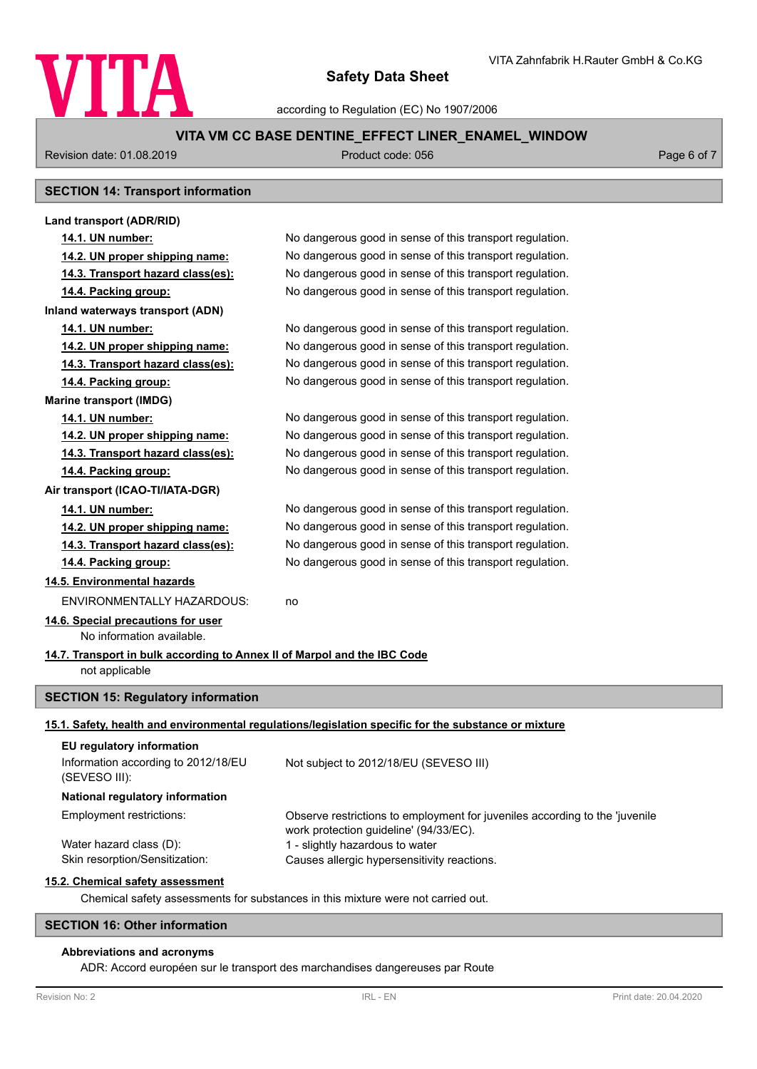## SECTION 14: Transport information

**Land transport (ADR/RID)**

| | |
|---|---|
| **14.1. UN number:** | No dangerous good in sense of this transport regulation. |
| **14.2. UN proper shipping name:** | No dangerous good in sense of this transport regulation. |
| **14.3. Transport hazard class(es):** | No dangerous good in sense of this transport regulation. |
| **14.4. Packing group:** | No dangerous good in sense of this transport regulation. |

**Inland waterways transport (ADN)**

| | |
|---|---|
| **14.1. UN number:** | No dangerous good in sense of this transport regulation. |
| **14.2. UN proper shipping name:** | No dangerous good in sense of this transport regulation. |
| **14.3. Transport hazard class(es):** | No dangerous good in sense of this transport regulation. |
| **14.4. Packing group:** | No dangerous good in sense of this transport regulation. |

**Marine transport (IMDG)**

| | |
|---|---|
| **14.1. UN number:** | No dangerous good in sense of this transport regulation. |
| **14.2. UN proper shipping name:** | No dangerous good in sense of this transport regulation. |
| **14.3. Transport hazard class(es):** | No dangerous good in sense of this transport regulation. |
| **14.4. Packing group:** | No dangerous good in sense of this transport regulation. |

**Air transport (ICAO-TI/IATA-DGR)**

| | |
|---|---|
| **14.1. UN number:** | No dangerous good in sense of this transport regulation. |
| **14.2. UN proper shipping name:** | No dangerous good in sense of this transport regulation. |
| **14.3. Transport hazard class(es):** | No dangerous good in sense of this transport regulation. |
| **14.4. Packing group:** | No dangerous good in sense of this transport regulation. |

**14.5. Environmental hazards**

ENVIRONMENTALLY HAZARDOUS: no

**14.6. Special precautions for user**

No information available.

**14.7. Transport in bulk according to Annex II of Marpol and the IBC Code**

not applicable

## SECTION 15: Regulatory information

**15.1. Safety, health and environmental regulations/legislation specific for the substance or mixture**

**EU regulatory information**

| | |
|---|---|
| Information according to 2012/18/EU (SEVESO III): | Not subject to 2012/18/EU (SEVESO III) |

**National regulatory information**

| | |
|---|---|
| Employment restrictions: | Observe restrictions to employment for juveniles according to the 'juvenile work protection guideline' (94/33/EC). |
| Water hazard class (D): | 1 - slightly hazardous to water |
| Skin resorption/Sensitization: | Causes allergic hypersensitivity reactions. |

**15.2. Chemical safety assessment**

Chemical safety assessments for substances in this mixture were not carried out.

## SECTION 16: Other information

**Abbreviations and acronyms**

ADR: Accord européen sur le transport des marchandises dangereuses par Route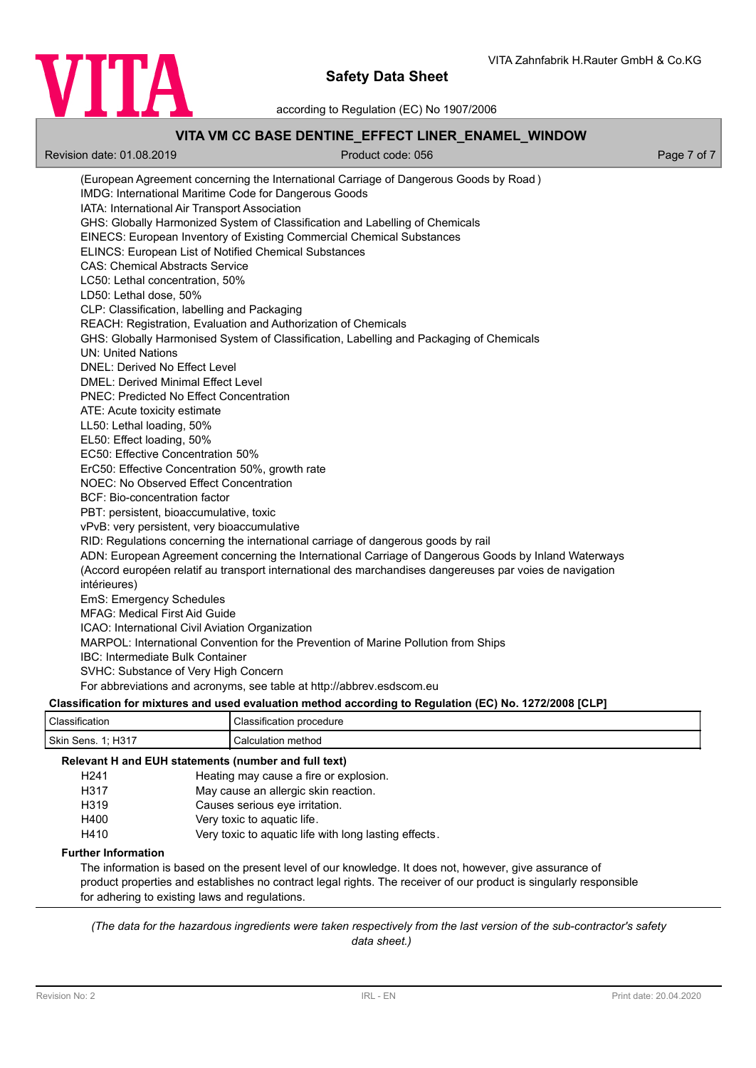(European Agreement concerning the International Carriage of Dangerous Goods by Road )
IMDG: International Maritime Code for Dangerous Goods
IATA: International Air Transport Association
GHS: Globally Harmonized System of Classification and Labelling of Chemicals
EINECS: European Inventory of Existing Commercial Chemical Substances
ELINCS: European List of Notified Chemical Substances
CAS: Chemical Abstracts Service
LC50: Lethal concentration, 50%
LD50: Lethal dose, 50%
CLP: Classification, labelling and Packaging
REACH: Registration, Evaluation and Authorization of Chemicals
GHS: Globally Harmonised System of Classification, Labelling and Packaging of Chemicals
UN: United Nations
DNEL: Derived No Effect Level
DMEL: Derived Minimal Effect Level
PNEC: Predicted No Effect Concentration
ATE: Acute toxicity estimate
LL50: Lethal loading, 50%
EL50: Effect loading, 50%
EC50: Effective Concentration 50%
ErC50: Effective Concentration 50%, growth rate
NOEC: No Observed Effect Concentration
BCF: Bio-concentration factor
PBT: persistent, bioaccumulative, toxic
vPvB: very persistent, very bioaccumulative
RID: Regulations concerning the international carriage of dangerous goods by rail
ADN: European Agreement concerning the International Carriage of Dangerous Goods by Inland Waterways (Accord européen relatif au transport international des marchandises dangereuses par voies de navigation intérieures)
EmS: Emergency Schedules
MFAG: Medical First Aid Guide
ICAO: International Civil Aviation Organization
MARPOL: International Convention for the Prevention of Marine Pollution from Ships
IBC: Intermediate Bulk Container
SVHC: Substance of Very High Concern
For abbreviations and acronyms, see table at http://abbrev.esdscom.eu

**Classification for mixtures and used evaluation method according to Regulation (EC) No. 1272/2008 [CLP]**

| Classification | Classification procedure |
|---|---|
| Skin Sens. 1; H317 | Calculation method |

**Relevant H and EUH statements (number and full text)**

| | |
|---|---|
| H241 | Heating may cause a fire or explosion. |
| H317 | May cause an allergic skin reaction. |
| H319 | Causes serious eye irritation. |
| H400 | Very toxic to aquatic life. |
| H410 | Very toxic to aquatic life with long lasting effects. |

**Further Information**

The information is based on the present level of our knowledge. It does not, however, give assurance of product properties and establishes no contract legal rights. The receiver of our product is singularly responsible for adhering to existing laws and regulations.

*(The data for the hazardous ingredients were taken respectively from the last version of the sub-contractor's safety data sheet.)*